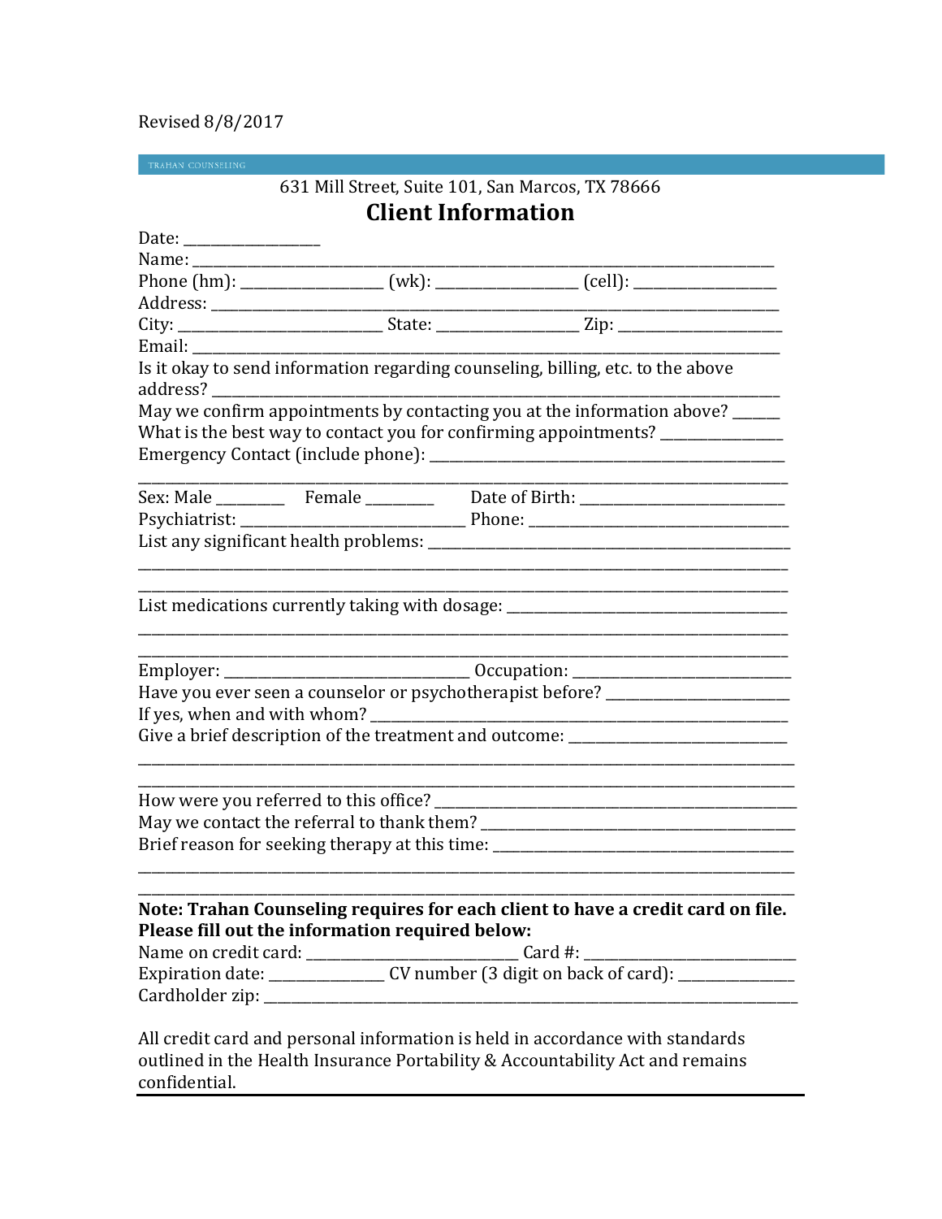Revised 8/8/2017

TRAHAN COUNSELING

631 Mill Street, Suite 101, San Marcos, TX 78666

# Client Information

Date: _______________

Name: ___________________________________________________________________________

Phone (hm): ________________ (wk): ________________ (cell): ________________

Address: _________________________________________________________________________

City: _______________________ State: ________________ Zip: __________________

Email: ___________________________________________________________________________

Is it okay to send information regarding counseling, billing, etc. to the above address? _________________________________________________________________________

May we confirm appointments by contacting you at the information above? _____

What is the best way to contact you for confirming appointments? ______________

Emergency Contact (include phone): ___________________________________________

_________________________________________________________________________________

Sex: Male _______ Female _______ Date of Birth: _______________________

Psychiatrist: _________________________ Phone: _______________________________

List any significant health problems: ___________________________________________

_________________________________________________________________________________

_________________________________________________________________________________

List medications currently taking with dosage: __________________________________

_________________________________________________________________________________

_________________________________________________________________________________

Employer: ____________________________ Occupation: _________________________

Have you ever seen a counselor or psychotherapist before? _____________________

If yes, when and with whom? ___________________________________________________

Give a brief description of the treatment and outcome: _________________________

_________________________________________________________________________________

_________________________________________________________________________________

How were you referred to this office? __________________________________________

May we contact the referral to thank them? _____________________________________

Brief reason for seeking therapy at this time: _________________________________

_________________________________________________________________________________

_________________________________________________________________________________

**Note: Trahan Counseling requires for each client to have a credit card on file. Please fill out the information required below:**

Name on credit card: _________________________ Card #: ________________________

Expiration date: _____________ CV number (3 digit on back of card): _____________

Cardholder zip: __________________________________________________________________

All credit card and personal information is held in accordance with standards outlined in the Health Insurance Portability & Accountability Act and remains confidential.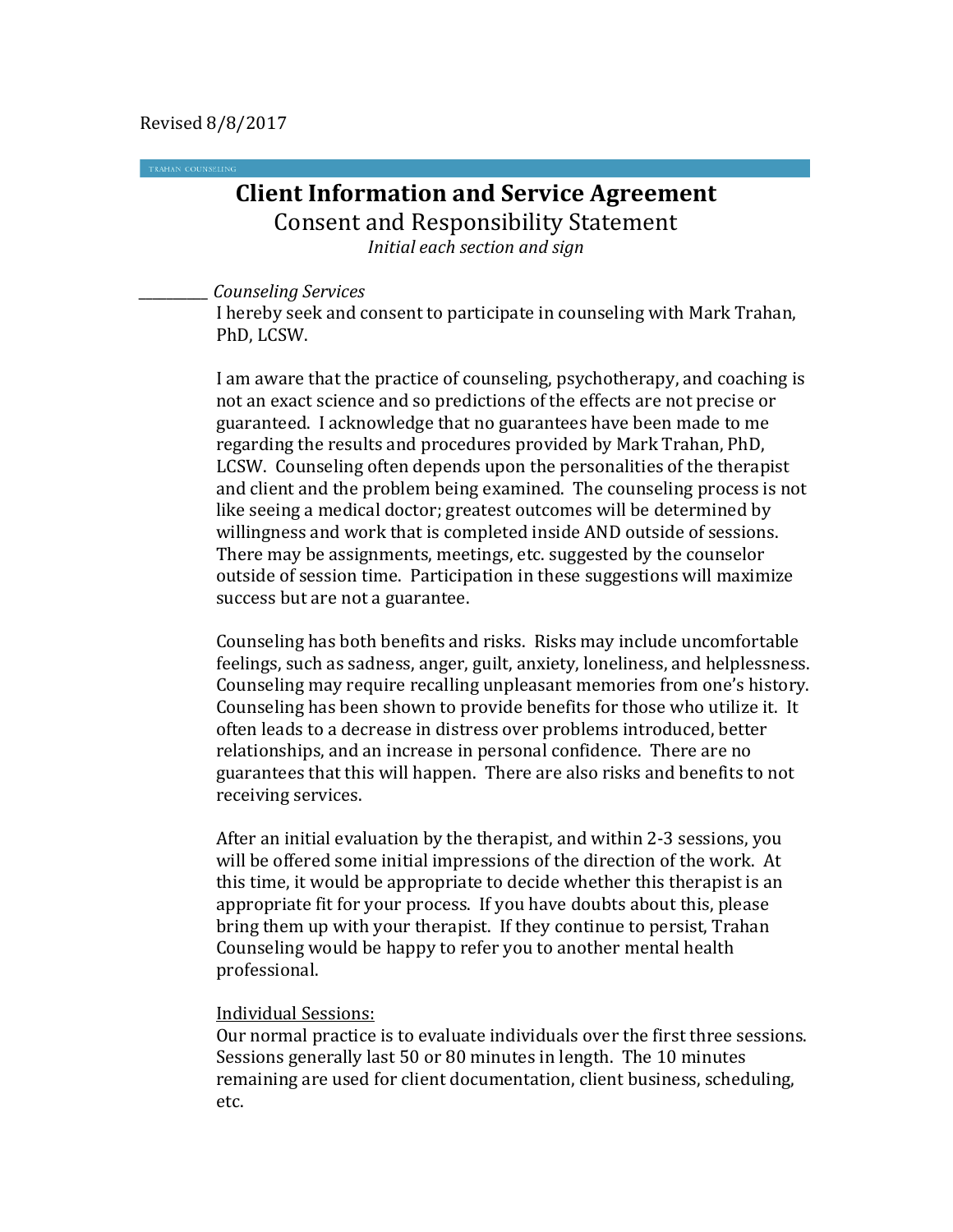Revised 8/8/2017

TRAHAN COUNSELING

# Client Information and Service Agreement

## Consent and Responsibility Statement

*Initial each section and sign*

__________ *Counseling Services*

I hereby seek and consent to participate in counseling with Mark Trahan, PhD, LCSW.

I am aware that the practice of counseling, psychotherapy, and coaching is not an exact science and so predictions of the effects are not precise or guaranteed. I acknowledge that no guarantees have been made to me regarding the results and procedures provided by Mark Trahan, PhD, LCSW. Counseling often depends upon the personalities of the therapist and client and the problem being examined. The counseling process is not like seeing a medical doctor; greatest outcomes will be determined by willingness and work that is completed inside AND outside of sessions. There may be assignments, meetings, etc. suggested by the counselor outside of session time. Participation in these suggestions will maximize success but are not a guarantee.

Counseling has both benefits and risks. Risks may include uncomfortable feelings, such as sadness, anger, guilt, anxiety, loneliness, and helplessness. Counseling may require recalling unpleasant memories from one's history. Counseling has been shown to provide benefits for those who utilize it. It often leads to a decrease in distress over problems introduced, better relationships, and an increase in personal confidence. There are no guarantees that this will happen. There are also risks and benefits to not receiving services.

After an initial evaluation by the therapist, and within 2-3 sessions, you will be offered some initial impressions of the direction of the work. At this time, it would be appropriate to decide whether this therapist is an appropriate fit for your process. If you have doubts about this, please bring them up with your therapist. If they continue to persist, Trahan Counseling would be happy to refer you to another mental health professional.

<u>Individual Sessions:</u>

Our normal practice is to evaluate individuals over the first three sessions. Sessions generally last 50 or 80 minutes in length. The 10 minutes remaining are used for client documentation, client business, scheduling, etc.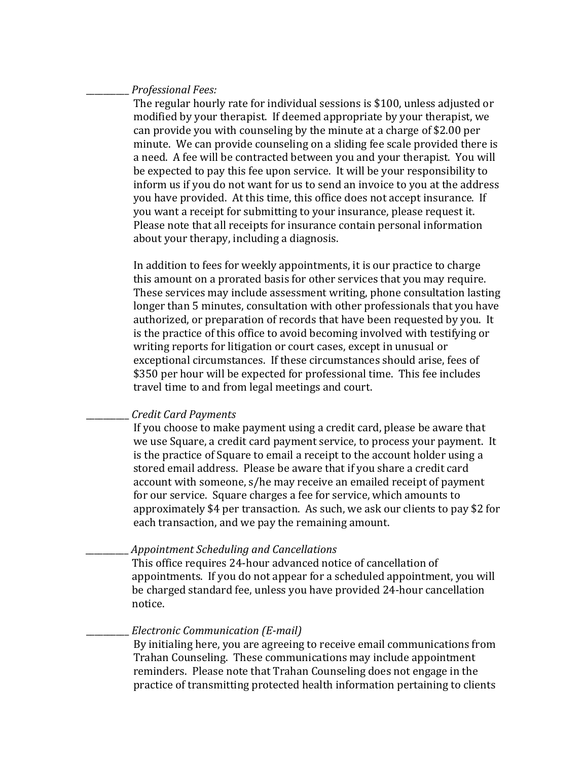__________ *Professional Fees:*

The regular hourly rate for individual sessions is $100, unless adjusted or modified by your therapist. If deemed appropriate by your therapist, we can provide you with counseling by the minute at a charge of $2.00 per minute. We can provide counseling on a sliding fee scale provided there is a need. A fee will be contracted between you and your therapist. You will be expected to pay this fee upon service. It will be your responsibility to inform us if you do not want for us to send an invoice to you at the address you have provided. At this time, this office does not accept insurance. If you want a receipt for submitting to your insurance, please request it. Please note that all receipts for insurance contain personal information about your therapy, including a diagnosis.

In addition to fees for weekly appointments, it is our practice to charge this amount on a prorated basis for other services that you may require. These services may include assessment writing, phone consultation lasting longer than 5 minutes, consultation with other professionals that you have authorized, or preparation of records that have been requested by you. It is the practice of this office to avoid becoming involved with testifying or writing reports for litigation or court cases, except in unusual or exceptional circumstances. If these circumstances should arise, fees of $350 per hour will be expected for professional time. This fee includes travel time to and from legal meetings and court.

__________ *Credit Card Payments*

If you choose to make payment using a credit card, please be aware that we use Square, a credit card payment service, to process your payment. It is the practice of Square to email a receipt to the account holder using a stored email address. Please be aware that if you share a credit card account with someone, s/he may receive an emailed receipt of payment for our service. Square charges a fee for service, which amounts to approximately $4 per transaction. As such, we ask our clients to pay $2 for each transaction, and we pay the remaining amount.

__________ *Appointment Scheduling and Cancellations*

This office requires 24-hour advanced notice of cancellation of appointments. If you do not appear for a scheduled appointment, you will be charged standard fee, unless you have provided 24-hour cancellation notice.

__________ *Electronic Communication (E-mail)*

By initialing here, you are agreeing to receive email communications from Trahan Counseling. These communications may include appointment reminders. Please note that Trahan Counseling does not engage in the practice of transmitting protected health information pertaining to clients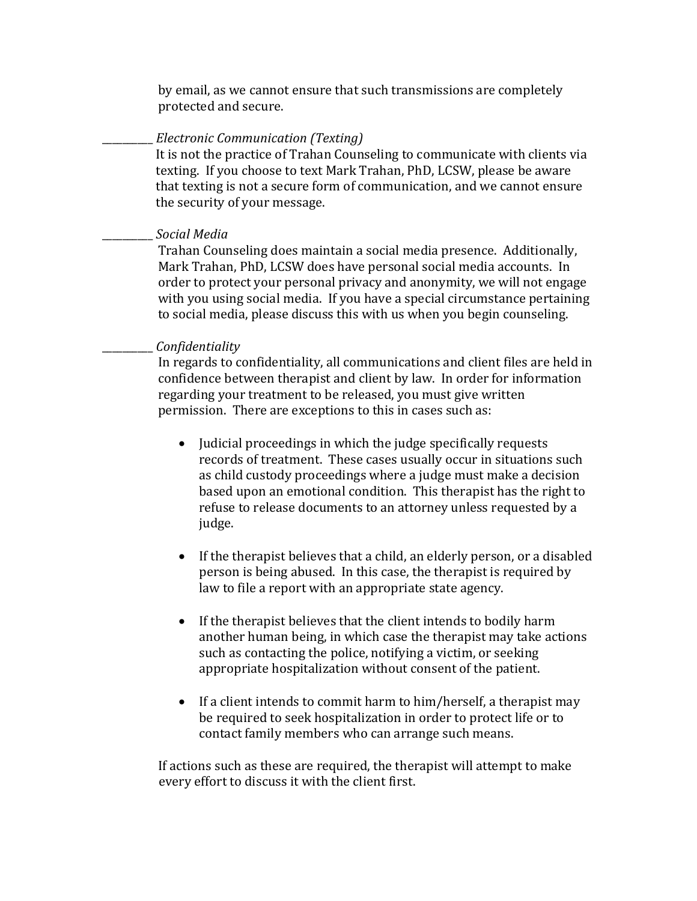by email, as we cannot ensure that such transmissions are completely protected and secure.

__________ *Electronic Communication (Texting)*

It is not the practice of Trahan Counseling to communicate with clients via texting. If you choose to text Mark Trahan, PhD, LCSW, please be aware that texting is not a secure form of communication, and we cannot ensure the security of your message.

__________ *Social Media*

Trahan Counseling does maintain a social media presence. Additionally, Mark Trahan, PhD, LCSW does have personal social media accounts. In order to protect your personal privacy and anonymity, we will not engage with you using social media. If you have a special circumstance pertaining to social media, please discuss this with us when you begin counseling.

__________ *Confidentiality*

In regards to confidentiality, all communications and client files are held in confidence between therapist and client by law. In order for information regarding your treatment to be released, you must give written permission. There are exceptions to this in cases such as:

- Judicial proceedings in which the judge specifically requests records of treatment. These cases usually occur in situations such as child custody proceedings where a judge must make a decision based upon an emotional condition. This therapist has the right to refuse to release documents to an attorney unless requested by a judge.

- If the therapist believes that a child, an elderly person, or a disabled person is being abused. In this case, the therapist is required by law to file a report with an appropriate state agency.

- If the therapist believes that the client intends to bodily harm another human being, in which case the therapist may take actions such as contacting the police, notifying a victim, or seeking appropriate hospitalization without consent of the patient.

- If a client intends to commit harm to him/herself, a therapist may be required to seek hospitalization in order to protect life or to contact family members who can arrange such means.

If actions such as these are required, the therapist will attempt to make every effort to discuss it with the client first.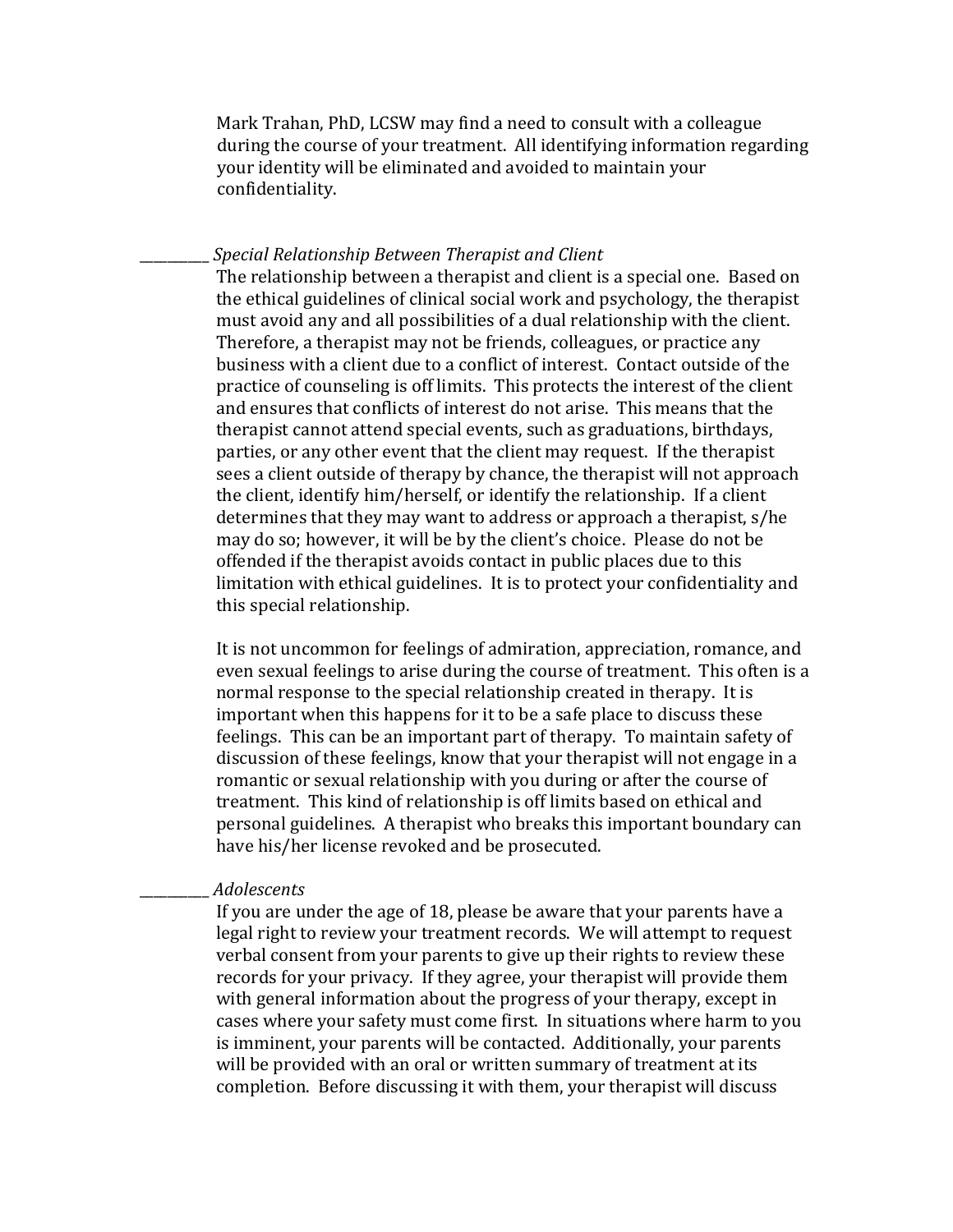Mark Trahan, PhD, LCSW may find a need to consult with a colleague during the course of your treatment. All identifying information regarding your identity will be eliminated and avoided to maintain your confidentiality.

__________ *Special Relationship Between Therapist and Client*

The relationship between a therapist and client is a special one. Based on the ethical guidelines of clinical social work and psychology, the therapist must avoid any and all possibilities of a dual relationship with the client. Therefore, a therapist may not be friends, colleagues, or practice any business with a client due to a conflict of interest. Contact outside of the practice of counseling is off limits. This protects the interest of the client and ensures that conflicts of interest do not arise. This means that the therapist cannot attend special events, such as graduations, birthdays, parties, or any other event that the client may request. If the therapist sees a client outside of therapy by chance, the therapist will not approach the client, identify him/herself, or identify the relationship. If a client determines that they may want to address or approach a therapist, s/he may do so; however, it will be by the client's choice. Please do not be offended if the therapist avoids contact in public places due to this limitation with ethical guidelines. It is to protect your confidentiality and this special relationship.

It is not uncommon for feelings of admiration, appreciation, romance, and even sexual feelings to arise during the course of treatment. This often is a normal response to the special relationship created in therapy. It is important when this happens for it to be a safe place to discuss these feelings. This can be an important part of therapy. To maintain safety of discussion of these feelings, know that your therapist will not engage in a romantic or sexual relationship with you during or after the course of treatment. This kind of relationship is off limits based on ethical and personal guidelines. A therapist who breaks this important boundary can have his/her license revoked and be prosecuted.

__________ *Adolescents*

If you are under the age of 18, please be aware that your parents have a legal right to review your treatment records. We will attempt to request verbal consent from your parents to give up their rights to review these records for your privacy. If they agree, your therapist will provide them with general information about the progress of your therapy, except in cases where your safety must come first. In situations where harm to you is imminent, your parents will be contacted. Additionally, your parents will be provided with an oral or written summary of treatment at its completion. Before discussing it with them, your therapist will discuss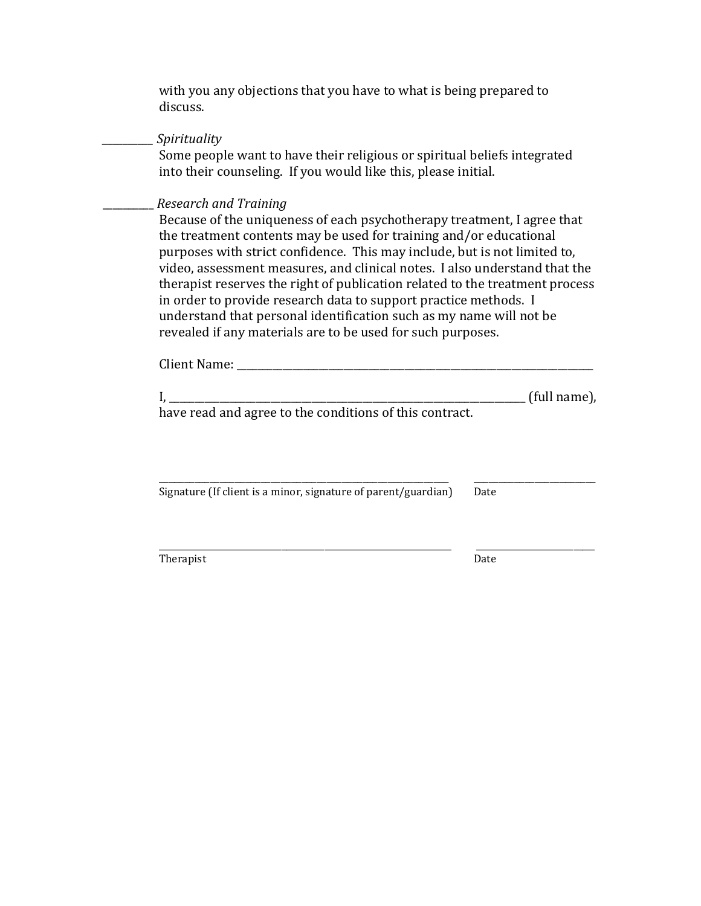with you any objections that you have to what is being prepared to discuss.

__________ *Spirituality*

Some people want to have their religious or spiritual beliefs integrated into their counseling. If you would like this, please initial.

__________ *Research and Training*

Because of the uniqueness of each psychotherapy treatment, I agree that the treatment contents may be used for training and/or educational purposes with strict confidence. This may include, but is not limited to, video, assessment measures, and clinical notes. I also understand that the therapist reserves the right of publication related to the treatment process in order to provide research data to support practice methods. I understand that personal identification such as my name will not be revealed if any materials are to be used for such purposes.

Client Name: ____________________________________________________________

I, ____________________________________________________________ (full name), have read and agree to the conditions of this contract.

____________________________________________________ ______________________

Signature (If client is a minor, signature of parent/guardian) Date

____________________________________________________ ______________________

Therapist Date